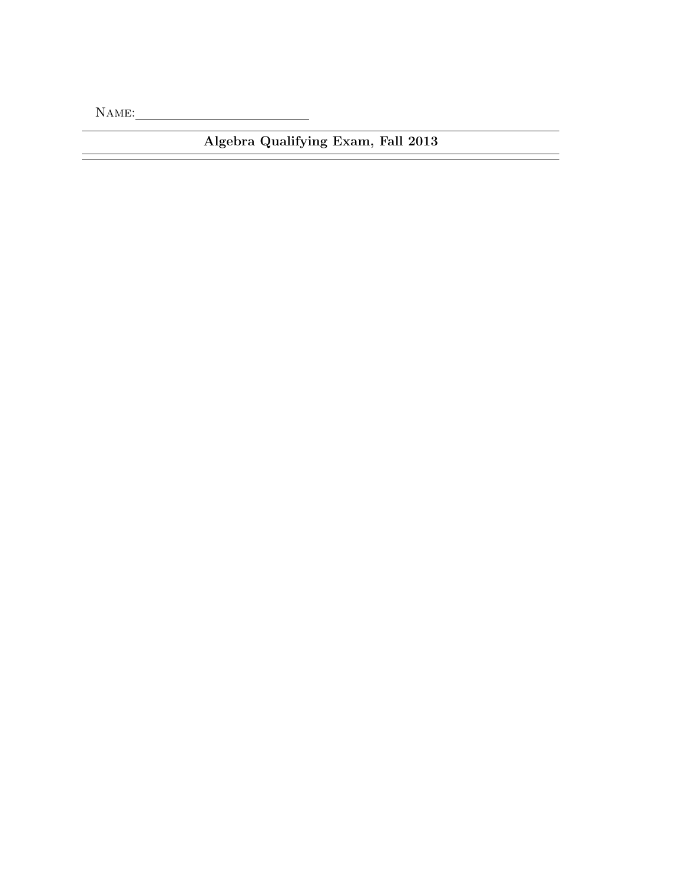Name: ______________________

---

## Algebra Qualifying Exam, Fall 2013

---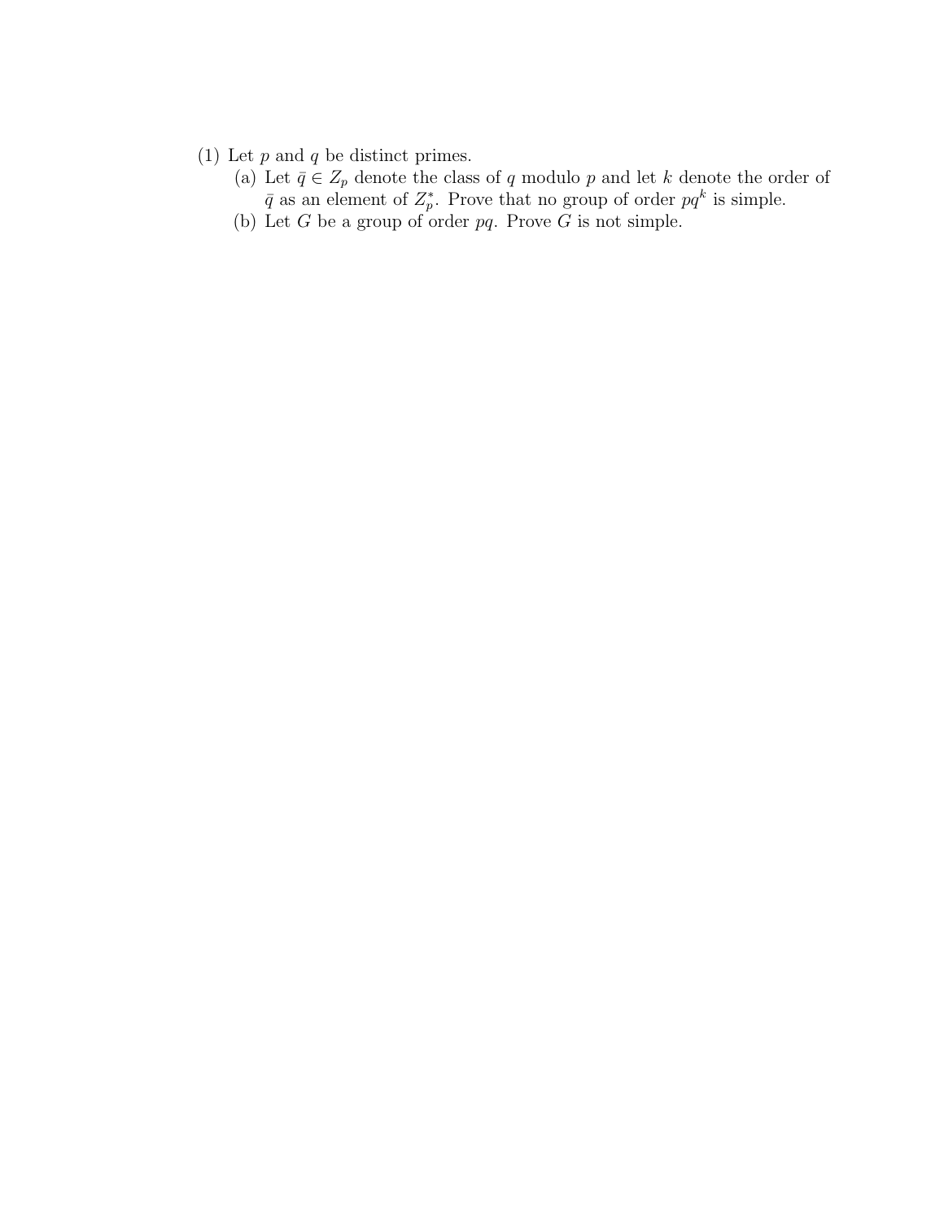(1) Let $p$ and $q$ be distinct primes.

   (a) Let $\bar{q} \in Z_p$ denote the class of $q$ modulo $p$ and let $k$ denote the order of $\bar{q}$ as an element of $Z_p^*$. Prove that no group of order $pq^k$ is simple.

   (b) Let $G$ be a group of order $pq$. Prove $G$ is not simple.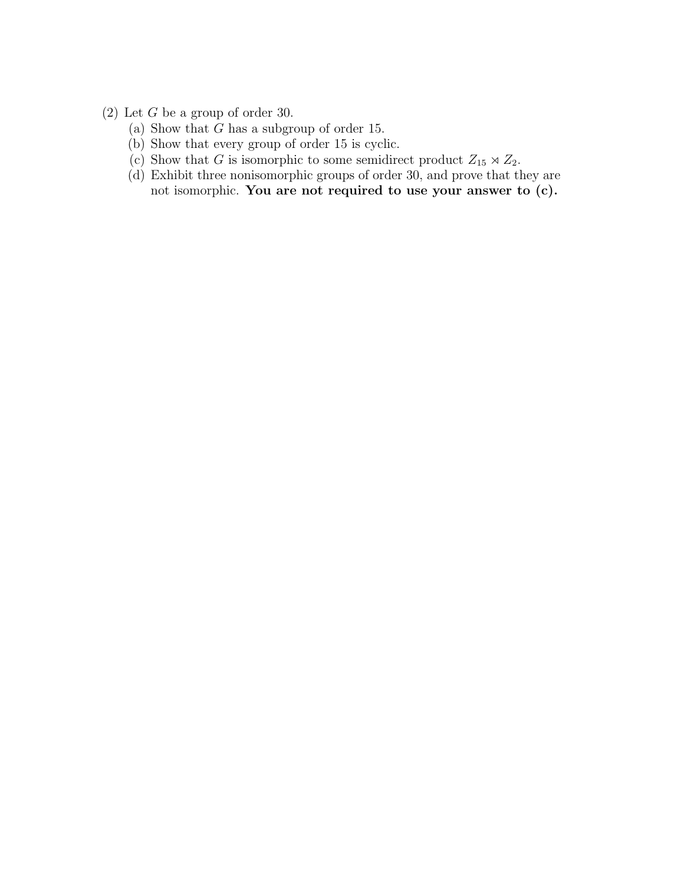(2) Let $G$ be a group of order 30.

  (a) Show that $G$ has a subgroup of order 15.

  (b) Show that every group of order 15 is cyclic.

  (c) Show that $G$ is isomorphic to some semidirect product $Z_{15} \rtimes Z_2$.

  (d) Exhibit three nonisomorphic groups of order 30, and prove that they are not isomorphic. **You are not required to use your answer to (c).**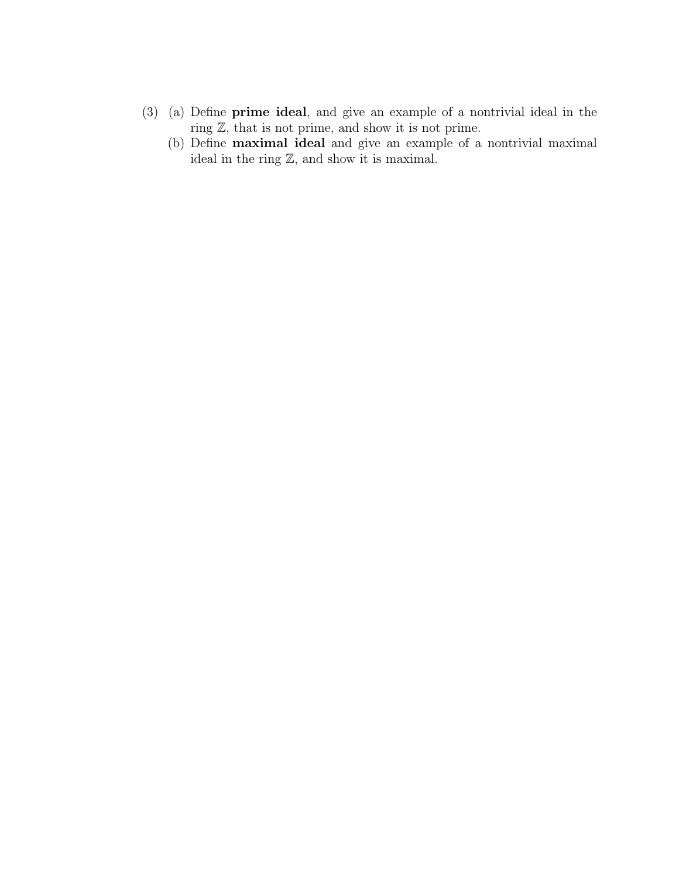(3) (a) Define **prime ideal**, and give an example of a nontrivial ideal in the ring $\mathbb{Z}$, that is not prime, and show it is not prime.

(b) Define **maximal ideal** and give an example of a nontrivial maximal ideal in the ring $\mathbb{Z}$, and show it is maximal.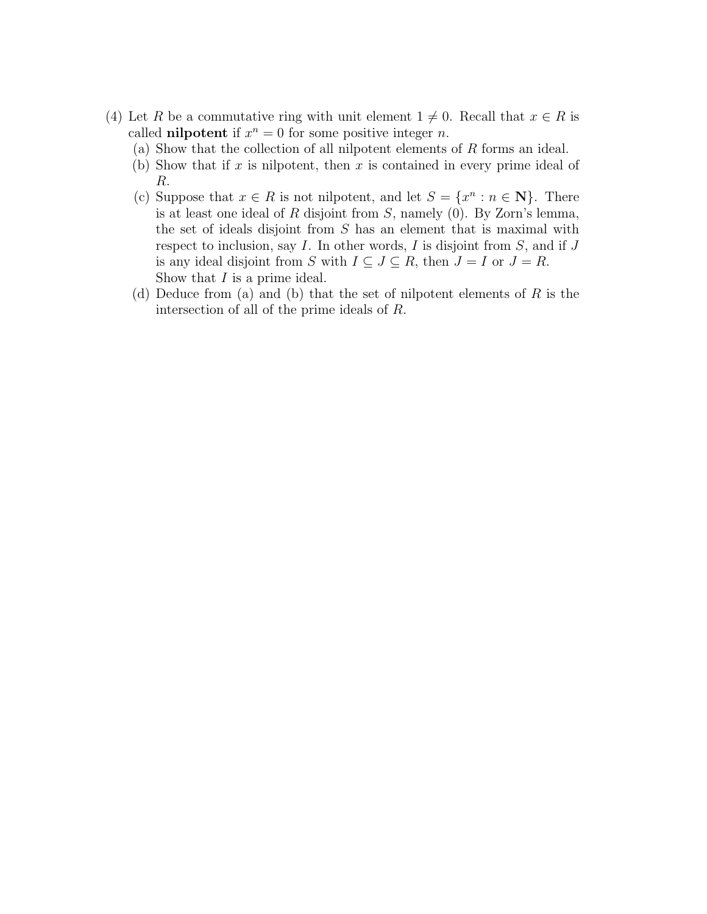(4) Let $R$ be a commutative ring with unit element $1 \neq 0$. Recall that $x \in R$ is called **nilpotent** if $x^n = 0$ for some positive integer $n$.

(a) Show that the collection of all nilpotent elements of $R$ forms an ideal.

(b) Show that if $x$ is nilpotent, then $x$ is contained in every prime ideal of $R$.

(c) Suppose that $x \in R$ is not nilpotent, and let $S = \{x^n : n \in \mathbf{N}\}$. There is at least one ideal of $R$ disjoint from $S$, namely $(0)$. By Zorn's lemma, the set of ideals disjoint from $S$ has an element that is maximal with respect to inclusion, say $I$. In other words, $I$ is disjoint from $S$, and if $J$ is any ideal disjoint from $S$ with $I \subseteq J \subseteq R$, then $J = I$ or $J = R$. Show that $I$ is a prime ideal.

(d) Deduce from (a) and (b) that the set of nilpotent elements of $R$ is the intersection of all of the prime ideals of $R$.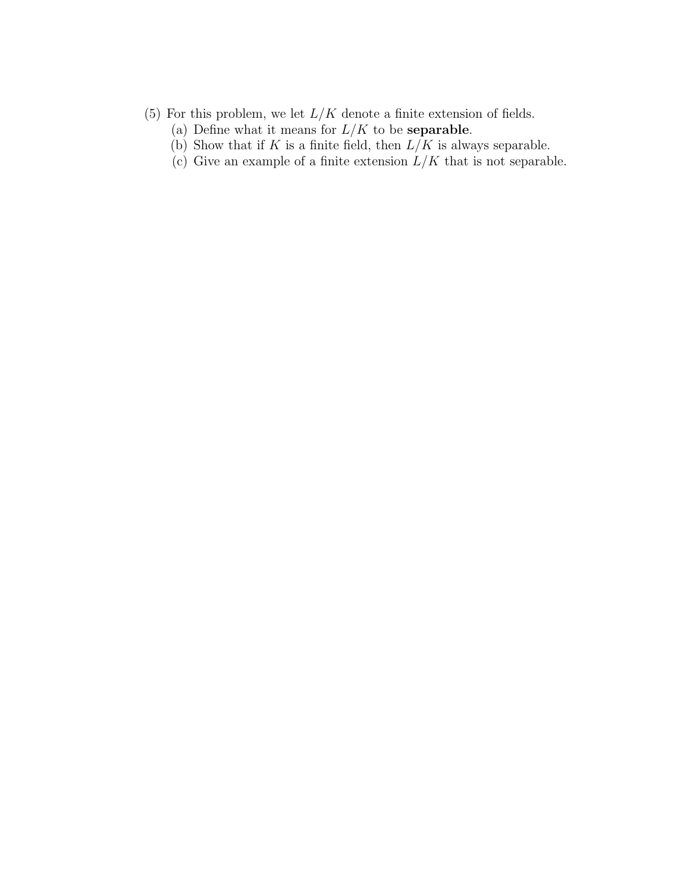(5) For this problem, we let $L/K$ denote a finite extension of fields.

  (a) Define what it means for $L/K$ to be **separable**.

  (b) Show that if $K$ is a finite field, then $L/K$ is always separable.

  (c) Give an example of a finite extension $L/K$ that is not separable.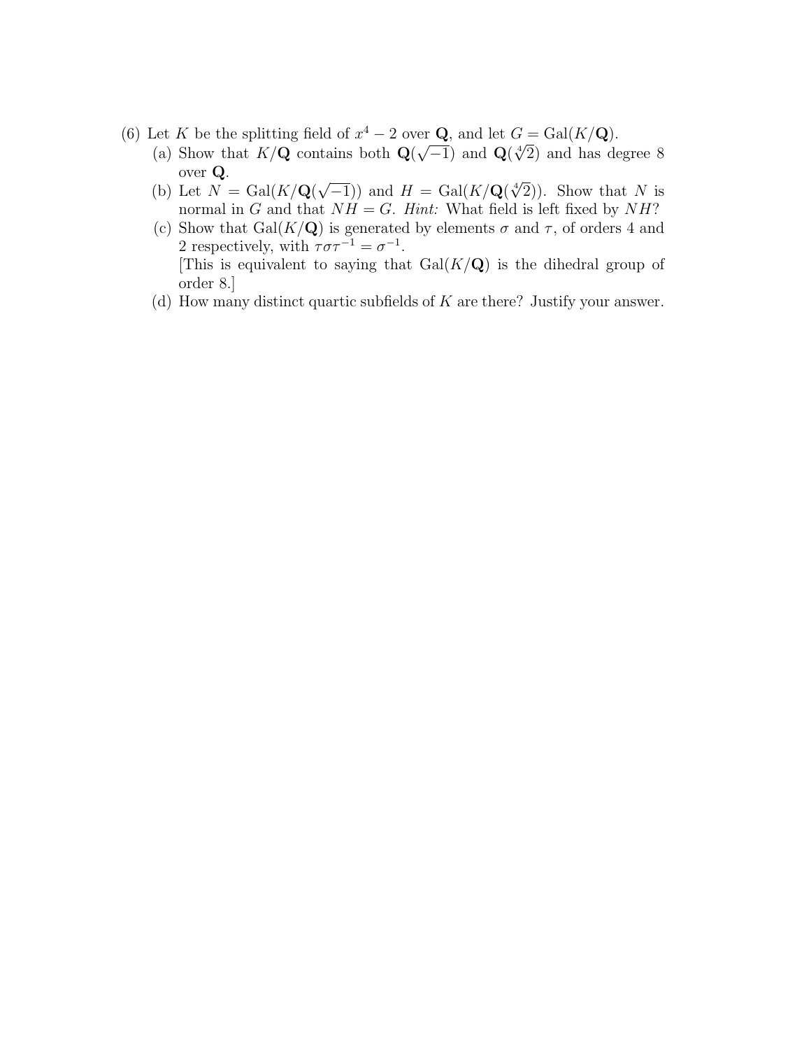(6) Let $K$ be the splitting field of $x^4 - 2$ over $\mathbf{Q}$, and let $G = \mathrm{Gal}(K/\mathbf{Q})$.

- (a) Show that $K/\mathbf{Q}$ contains both $\mathbf{Q}(\sqrt{-1})$ and $\mathbf{Q}(\sqrt[4]{2})$ and has degree 8 over $\mathbf{Q}$.
- (b) Let $N = \mathrm{Gal}(K/\mathbf{Q}(\sqrt{-1}))$ and $H = \mathrm{Gal}(K/\mathbf{Q}(\sqrt[4]{2}))$. Show that $N$ is normal in $G$ and that $NH = G$. *Hint:* What field is left fixed by $NH$?
- (c) Show that $\mathrm{Gal}(K/\mathbf{Q})$ is generated by elements $\sigma$ and $\tau$, of orders 4 and 2 respectively, with $\tau\sigma\tau^{-1} = \sigma^{-1}$.
  [This is equivalent to saying that $\mathrm{Gal}(K/\mathbf{Q})$ is the dihedral group of order 8.]
- (d) How many distinct quartic subfields of $K$ are there? Justify your answer.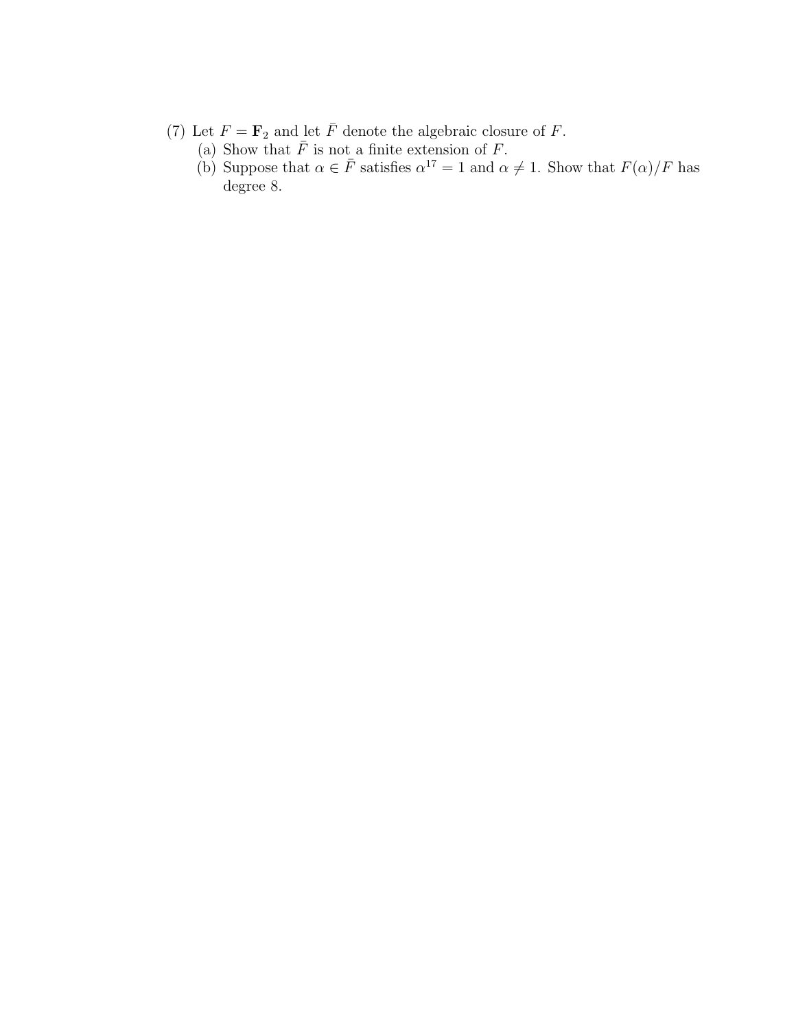(7) Let $F = \mathbf{F}_2$ and let $\bar{F}$ denote the algebraic closure of $F$.

(a) Show that $\bar{F}$ is not a finite extension of $F$.

(b) Suppose that $\alpha \in \bar{F}$ satisfies $\alpha^{17} = 1$ and $\alpha \neq 1$. Show that $F(\alpha)/F$ has degree 8.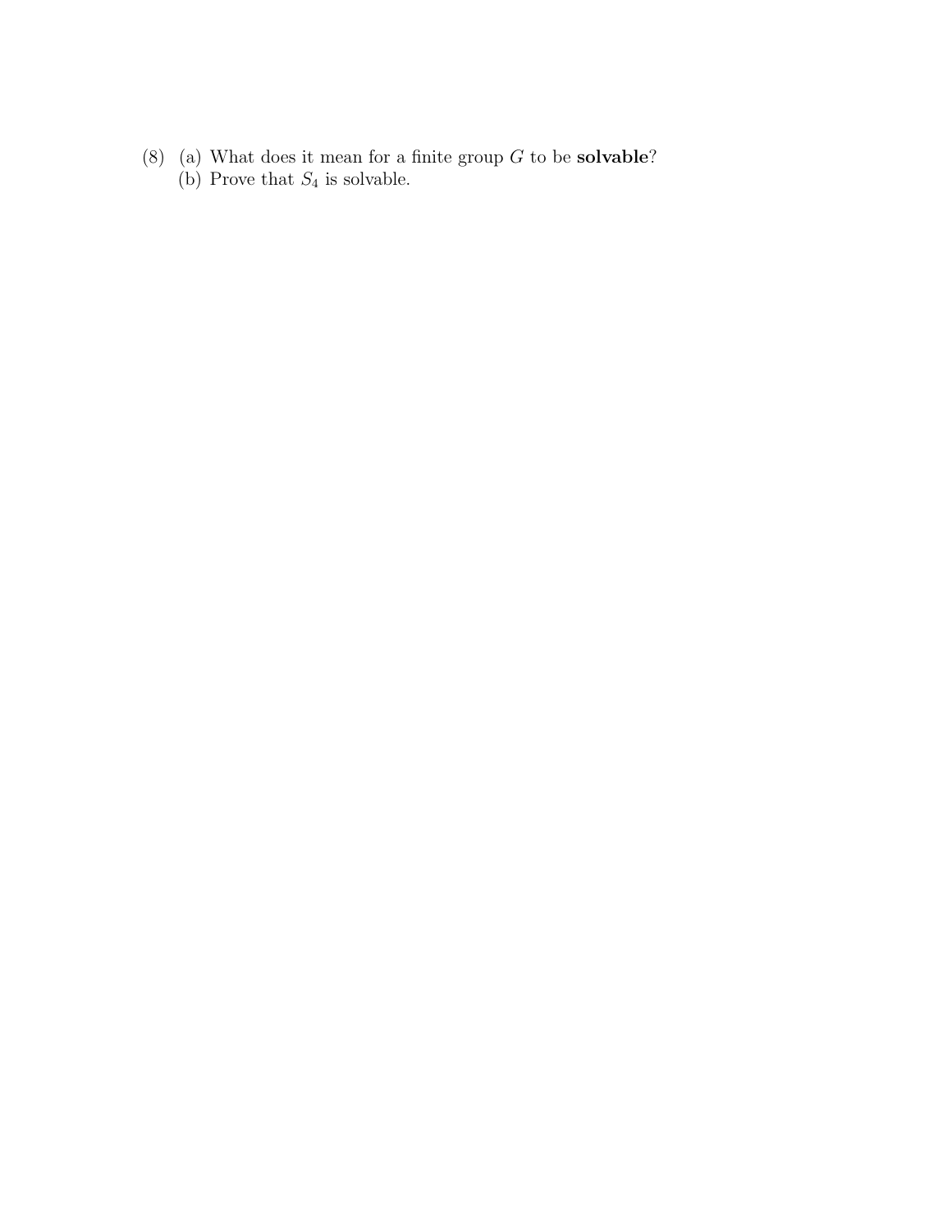(8) (a) What does it mean for a finite group $G$ to be **solvable**?

(b) Prove that $S_4$ is solvable.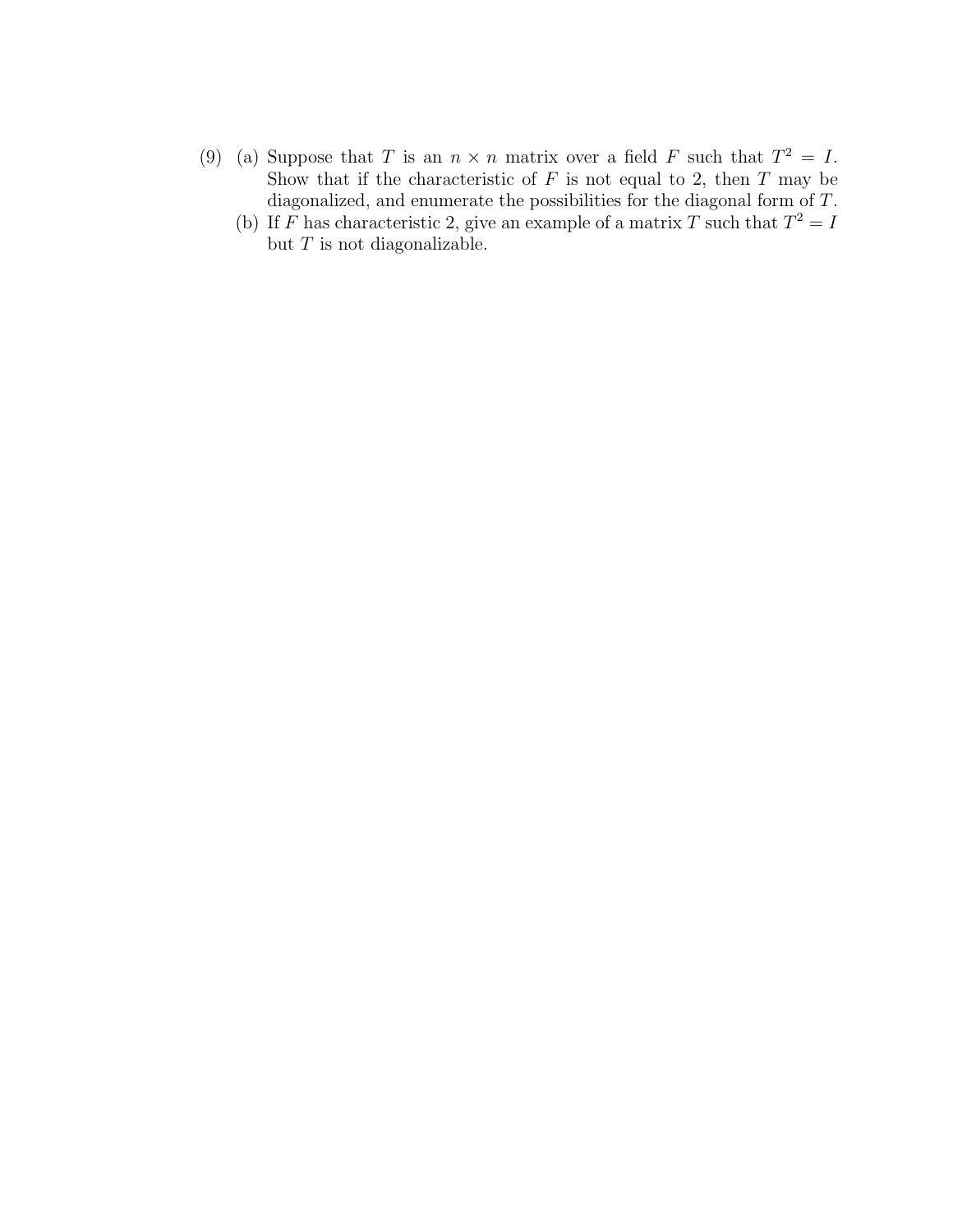(9) (a) Suppose that $T$ is an $n \times n$ matrix over a field $F$ such that $T^2 = I$. Show that if the characteristic of $F$ is not equal to 2, then $T$ may be diagonalized, and enumerate the possibilities for the diagonal form of $T$.

(b) If $F$ has characteristic 2, give an example of a matrix $T$ such that $T^2 = I$ but $T$ is not diagonalizable.